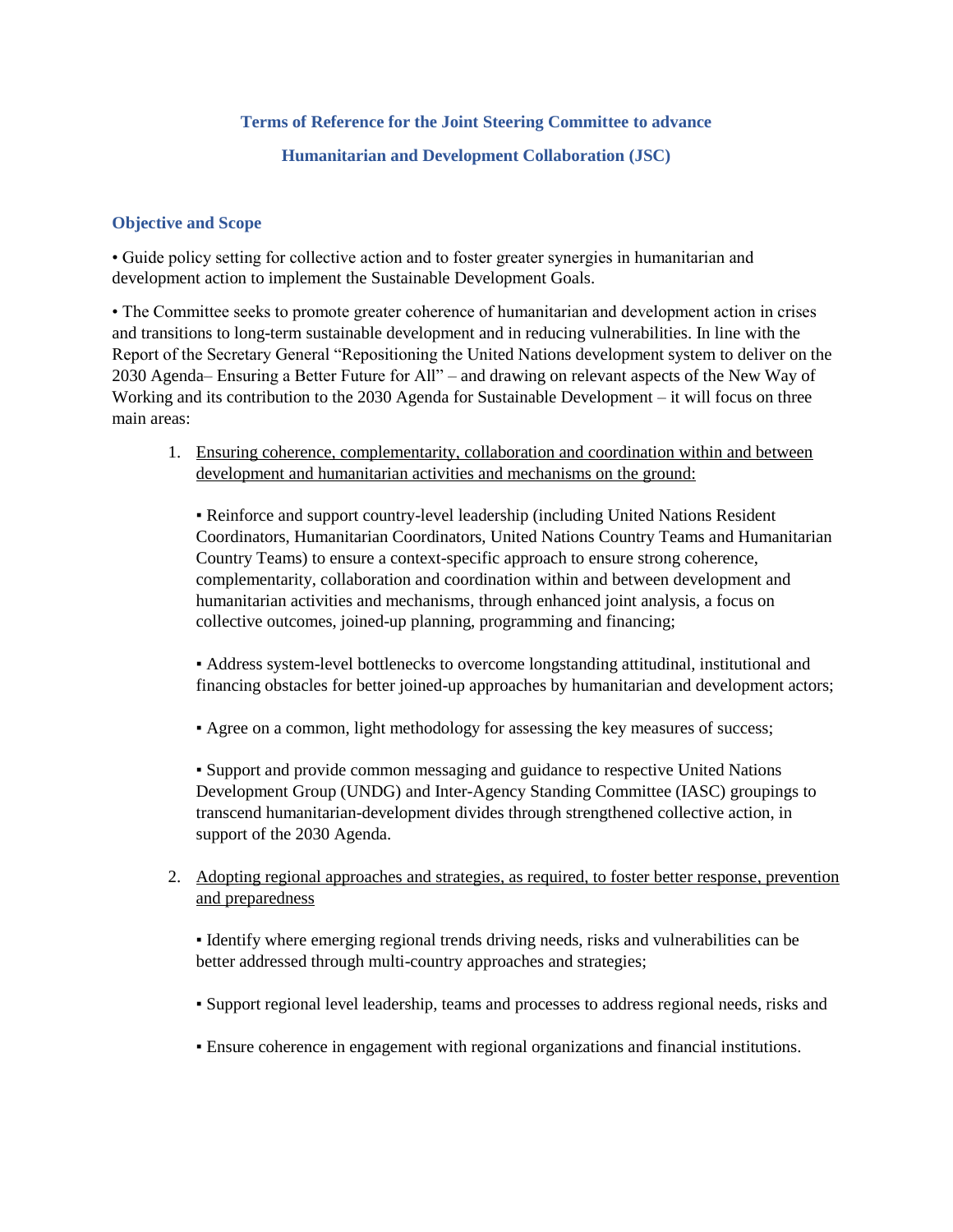# Terms of Reference for the Joint Steering Committee to advance Humanitarian and Development Collaboration (JSC)

## Objective and Scope

• Guide policy setting for collective action and to foster greater synergies in humanitarian and development action to implement the Sustainable Development Goals.

• The Committee seeks to promote greater coherence of humanitarian and development action in crises and transitions to long-term sustainable development and in reducing vulnerabilities. In line with the Report of the Secretary General "Repositioning the United Nations development system to deliver on the 2030 Agenda– Ensuring a Better Future for All" – and drawing on relevant aspects of the New Way of Working and its contribution to the 2030 Agenda for Sustainable Development – it will focus on three main areas:

1. <u>Ensuring coherence, complementarity, collaboration and coordination within and between development and humanitarian activities and mechanisms on the ground:</u>

   ▪ Reinforce and support country-level leadership (including United Nations Resident Coordinators, Humanitarian Coordinators, United Nations Country Teams and Humanitarian Country Teams) to ensure a context-specific approach to ensure strong coherence, complementarity, collaboration and coordination within and between development and humanitarian activities and mechanisms, through enhanced joint analysis, a focus on collective outcomes, joined-up planning, programming and financing;

   ▪ Address system-level bottlenecks to overcome longstanding attitudinal, institutional and financing obstacles for better joined-up approaches by humanitarian and development actors;

   ▪ Agree on a common, light methodology for assessing the key measures of success;

   ▪ Support and provide common messaging and guidance to respective United Nations Development Group (UNDG) and Inter-Agency Standing Committee (IASC) groupings to transcend humanitarian-development divides through strengthened collective action, in support of the 2030 Agenda.

2. <u>Adopting regional approaches and strategies, as required, to foster better response, prevention and preparedness</u>

   ▪ Identify where emerging regional trends driving needs, risks and vulnerabilities can be better addressed through multi-country approaches and strategies;

   ▪ Support regional level leadership, teams and processes to address regional needs, risks and

   ▪ Ensure coherence in engagement with regional organizations and financial institutions.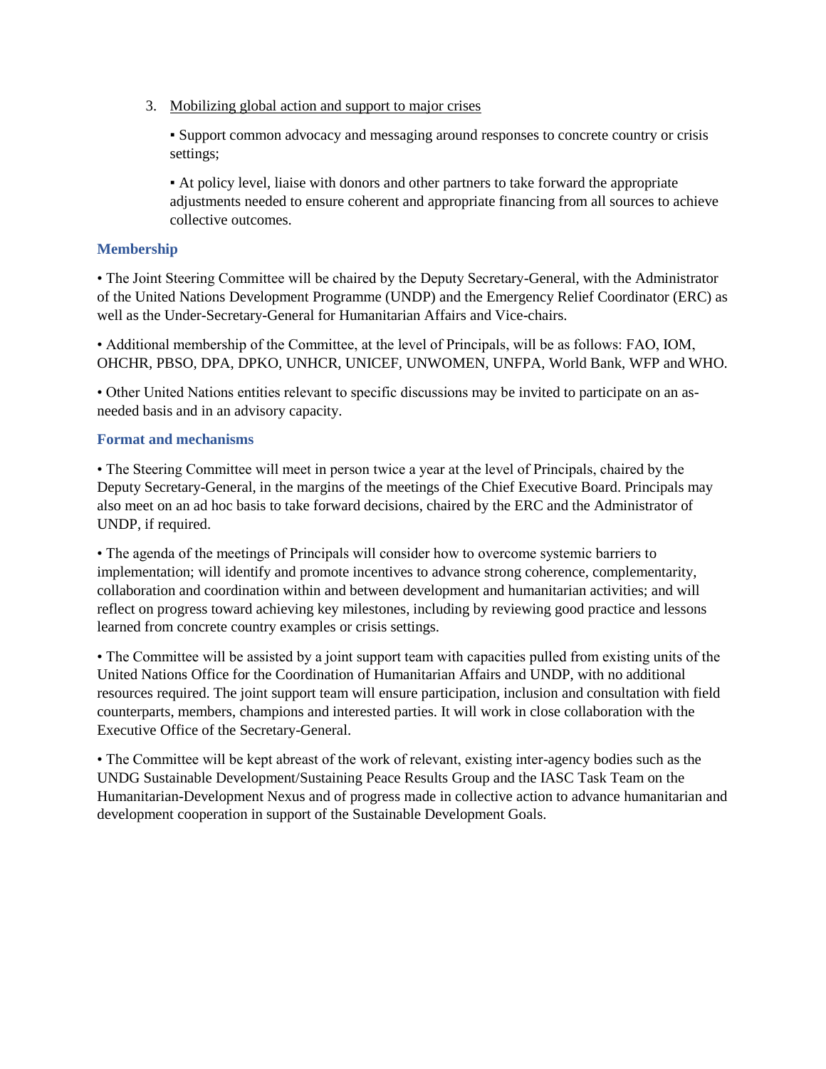3. Mobilizing global action and support to major crises

   ▪ Support common advocacy and messaging around responses to concrete country or crisis settings;

   ▪ At policy level, liaise with donors and other partners to take forward the appropriate adjustments needed to ensure coherent and appropriate financing from all sources to achieve collective outcomes.

## Membership

• The Joint Steering Committee will be chaired by the Deputy Secretary-General, with the Administrator of the United Nations Development Programme (UNDP) and the Emergency Relief Coordinator (ERC) as well as the Under-Secretary-General for Humanitarian Affairs and Vice-chairs.

• Additional membership of the Committee, at the level of Principals, will be as follows: FAO, IOM, OHCHR, PBSO, DPA, DPKO, UNHCR, UNICEF, UNWOMEN, UNFPA, World Bank, WFP and WHO.

• Other United Nations entities relevant to specific discussions may be invited to participate on an as-needed basis and in an advisory capacity.

## Format and mechanisms

• The Steering Committee will meet in person twice a year at the level of Principals, chaired by the Deputy Secretary-General, in the margins of the meetings of the Chief Executive Board. Principals may also meet on an ad hoc basis to take forward decisions, chaired by the ERC and the Administrator of UNDP, if required.

• The agenda of the meetings of Principals will consider how to overcome systemic barriers to implementation; will identify and promote incentives to advance strong coherence, complementarity, collaboration and coordination within and between development and humanitarian activities; and will reflect on progress toward achieving key milestones, including by reviewing good practice and lessons learned from concrete country examples or crisis settings.

• The Committee will be assisted by a joint support team with capacities pulled from existing units of the United Nations Office for the Coordination of Humanitarian Affairs and UNDP, with no additional resources required. The joint support team will ensure participation, inclusion and consultation with field counterparts, members, champions and interested parties. It will work in close collaboration with the Executive Office of the Secretary-General.

• The Committee will be kept abreast of the work of relevant, existing inter-agency bodies such as the UNDG Sustainable Development/Sustaining Peace Results Group and the IASC Task Team on the Humanitarian-Development Nexus and of progress made in collective action to advance humanitarian and development cooperation in support of the Sustainable Development Goals.